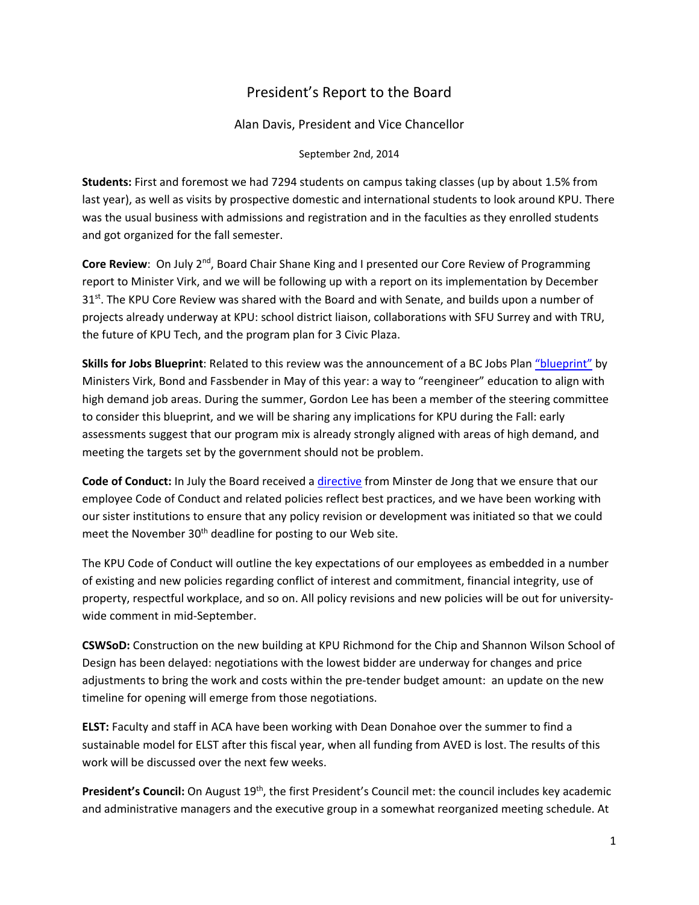# President's Report to the Board

Alan Davis, President and Vice Chancellor

September 2nd, 2014

**Students:** First and foremost we had 7294 students on campus taking classes (up by about 1.5% from last year), as well as visits by prospective domestic and international students to look around KPU. There was the usual business with admissions and registration and in the faculties as they enrolled students and got organized for the fall semester.

**Core Review**: On July 2nd, Board Chair Shane King and I presented our Core Review of Programming report to Minister Virk, and we will be following up with a report on its implementation by December 31st. The KPU Core Review was shared with the Board and with Senate, and builds upon a number of projects already underway at KPU: school district liaison, collaborations with SFU Surrey and with TRU, the future of KPU Tech, and the program plan for 3 Civic Plaza.

**Skills for Jobs Blueprint**: Related to this review was the announcement of a BC Jobs Plan "blueprint" by Ministers Virk, Bond and Fassbender in May of this year: a way to "reengineer" education to align with high demand job areas. During the summer, Gordon Lee has been a member of the steering committee to consider this blueprint, and we will be sharing any implications for KPU during the Fall: early assessments suggest that our program mix is already strongly aligned with areas of high demand, and meeting the targets set by the government should not be problem.

**Code of Conduct:** In July the Board received a directive from Minster de Jong that we ensure that our employee Code of Conduct and related policies reflect best practices, and we have been working with our sister institutions to ensure that any policy revision or development was initiated so that we could meet the November 30th deadline for posting to our Web site.

The KPU Code of Conduct will outline the key expectations of our employees as embedded in a number of existing and new policies regarding conflict of interest and commitment, financial integrity, use of property, respectful workplace, and so on. All policy revisions and new policies will be out for university-wide comment in mid-September.

**CSWSoD:** Construction on the new building at KPU Richmond for the Chip and Shannon Wilson School of Design has been delayed: negotiations with the lowest bidder are underway for changes and price adjustments to bring the work and costs within the pre-tender budget amount: an update on the new timeline for opening will emerge from those negotiations.

**ELST:** Faculty and staff in ACA have been working with Dean Donahoe over the summer to find a sustainable model for ELST after this fiscal year, when all funding from AVED is lost. The results of this work will be discussed over the next few weeks.

**President's Council:** On August 19th, the first President's Council met: the council includes key academic and administrative managers and the executive group in a somewhat reorganized meeting schedule. At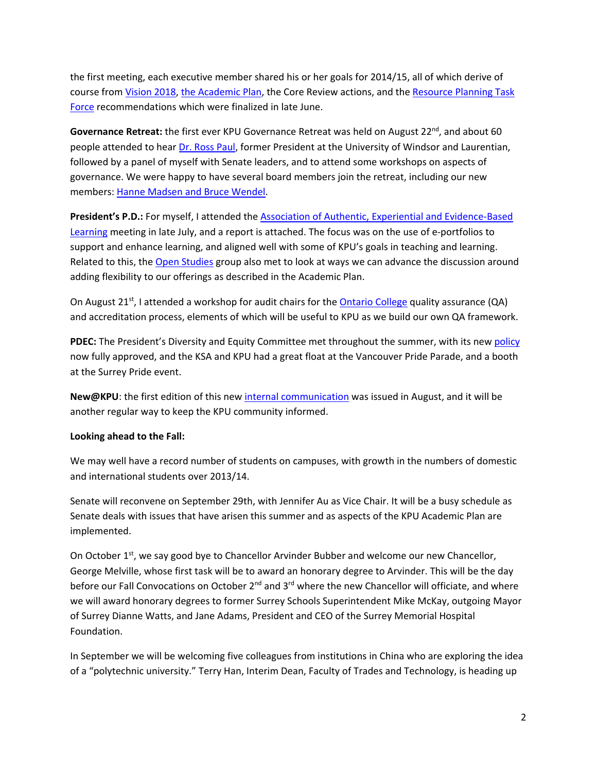the first meeting, each executive member shared his or her goals for 2014/15, all of which derive of course from Vision 2018, the Academic Plan, the Core Review actions, and the Resource Planning Task Force recommendations which were finalized in late June.

**Governance Retreat:** the first ever KPU Governance Retreat was held on August 22nd, and about 60 people attended to hear Dr. Ross Paul, former President at the University of Windsor and Laurentian, followed by a panel of myself with Senate leaders, and to attend some workshops on aspects of governance. We were happy to have several board members join the retreat, including our new members: Hanne Madsen and Bruce Wendel.

**President's P.D.:** For myself, I attended the Association of Authentic, Experiential and Evidence-Based Learning meeting in late July, and a report is attached. The focus was on the use of e-portfolios to support and enhance learning, and aligned well with some of KPU's goals in teaching and learning. Related to this, the Open Studies group also met to look at ways we can advance the discussion around adding flexibility to our offerings as described in the Academic Plan.

On August 21st, I attended a workshop for audit chairs for the Ontario College quality assurance (QA) and accreditation process, elements of which will be useful to KPU as we build our own QA framework.

**PDEC:** The President's Diversity and Equity Committee met throughout the summer, with its new policy now fully approved, and the KSA and KPU had a great float at the Vancouver Pride Parade, and a booth at the Surrey Pride event.

**New@KPU**: the first edition of this new internal communication was issued in August, and it will be another regular way to keep the KPU community informed.

**Looking ahead to the Fall:**

We may well have a record number of students on campuses, with growth in the numbers of domestic and international students over 2013/14.

Senate will reconvene on September 29th, with Jennifer Au as Vice Chair. It will be a busy schedule as Senate deals with issues that have arisen this summer and as aspects of the KPU Academic Plan are implemented.

On October 1st, we say good bye to Chancellor Arvinder Bubber and welcome our new Chancellor, George Melville, whose first task will be to award an honorary degree to Arvinder. This will be the day before our Fall Convocations on October 2nd and 3rd where the new Chancellor will officiate, and where we will award honorary degrees to former Surrey Schools Superintendent Mike McKay, outgoing Mayor of Surrey Dianne Watts, and Jane Adams, President and CEO of the Surrey Memorial Hospital Foundation.

In September we will be welcoming five colleagues from institutions in China who are exploring the idea of a "polytechnic university." Terry Han, Interim Dean, Faculty of Trades and Technology, is heading up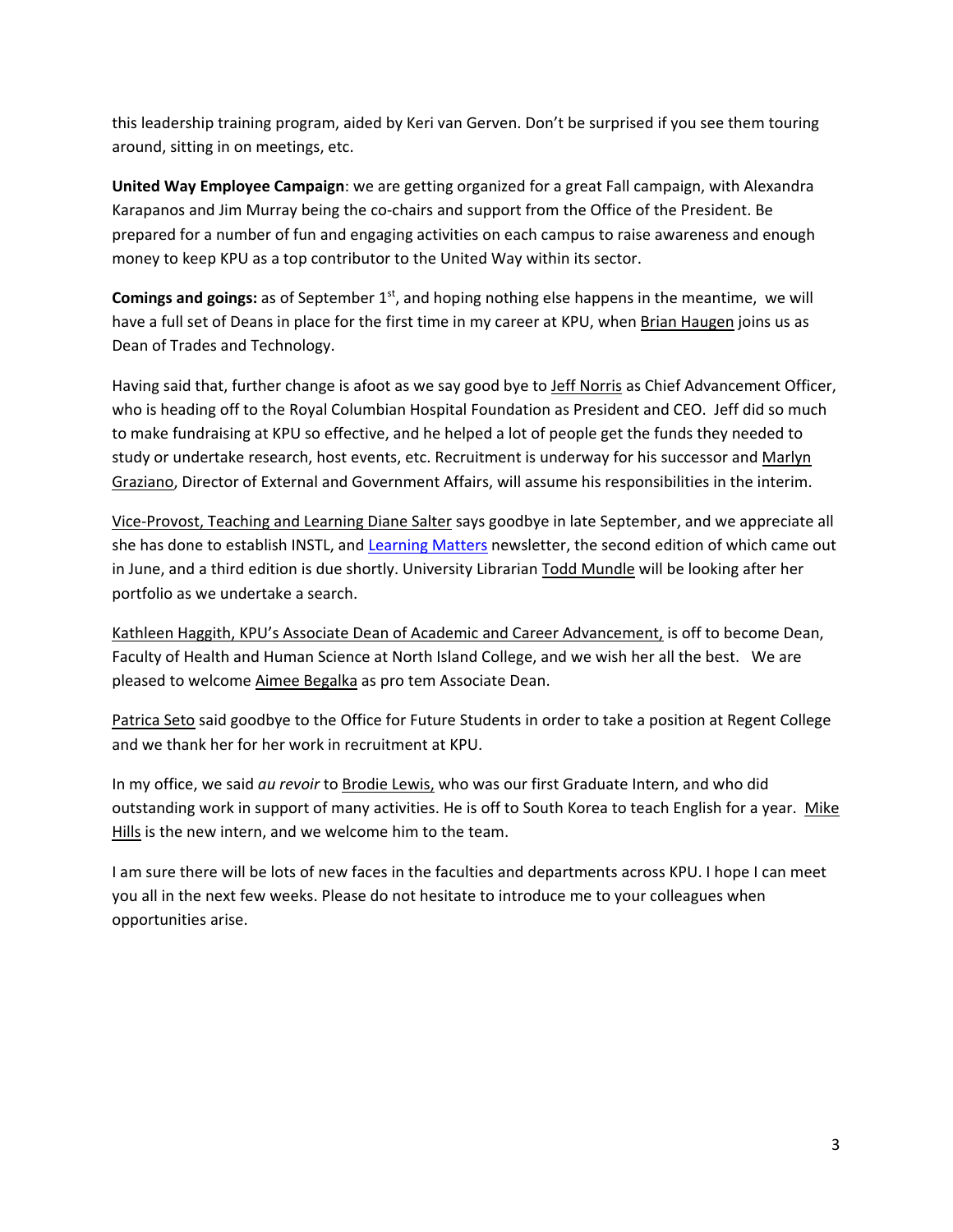this leadership training program, aided by Keri van Gerven. Don't be surprised if you see them touring around, sitting in on meetings, etc.

**United Way Employee Campaign**: we are getting organized for a great Fall campaign, with Alexandra Karapanos and Jim Murray being the co-chairs and support from the Office of the President. Be prepared for a number of fun and engaging activities on each campus to raise awareness and enough money to keep KPU as a top contributor to the United Way within its sector.

**Comings and goings:** as of September 1st, and hoping nothing else happens in the meantime, we will have a full set of Deans in place for the first time in my career at KPU, when Brian Haugen joins us as Dean of Trades and Technology.

Having said that, further change is afoot as we say good bye to Jeff Norris as Chief Advancement Officer, who is heading off to the Royal Columbian Hospital Foundation as President and CEO. Jeff did so much to make fundraising at KPU so effective, and he helped a lot of people get the funds they needed to study or undertake research, host events, etc. Recruitment is underway for his successor and Marlyn Graziano, Director of External and Government Affairs, will assume his responsibilities in the interim.

Vice-Provost, Teaching and Learning Diane Salter says goodbye in late September, and we appreciate all she has done to establish INSTL, and Learning Matters newsletter, the second edition of which came out in June, and a third edition is due shortly. University Librarian Todd Mundle will be looking after her portfolio as we undertake a search.

Kathleen Haggith, KPU's Associate Dean of Academic and Career Advancement, is off to become Dean, Faculty of Health and Human Science at North Island College, and we wish her all the best. We are pleased to welcome Aimee Begalka as pro tem Associate Dean.

Patrica Seto said goodbye to the Office for Future Students in order to take a position at Regent College and we thank her for her work in recruitment at KPU.

In my office, we said *au revoir* to Brodie Lewis, who was our first Graduate Intern, and who did outstanding work in support of many activities. He is off to South Korea to teach English for a year. Mike Hills is the new intern, and we welcome him to the team.

I am sure there will be lots of new faces in the faculties and departments across KPU. I hope I can meet you all in the next few weeks. Please do not hesitate to introduce me to your colleagues when opportunities arise.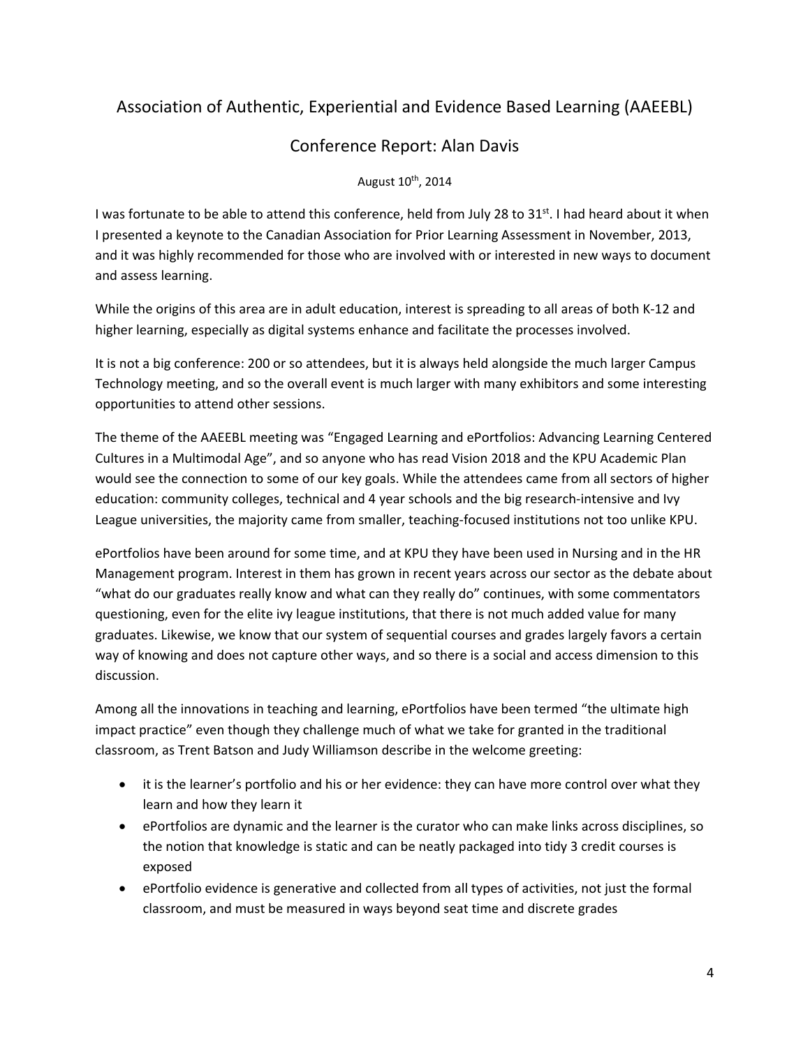## Association of Authentic, Experiential and Evidence Based Learning (AAEEBL)

## Conference Report: Alan Davis

August 10th, 2014

I was fortunate to be able to attend this conference, held from July 28 to 31st. I had heard about it when I presented a keynote to the Canadian Association for Prior Learning Assessment in November, 2013, and it was highly recommended for those who are involved with or interested in new ways to document and assess learning.

While the origins of this area are in adult education, interest is spreading to all areas of both K-12 and higher learning, especially as digital systems enhance and facilitate the processes involved.

It is not a big conference: 200 or so attendees, but it is always held alongside the much larger Campus Technology meeting, and so the overall event is much larger with many exhibitors and some interesting opportunities to attend other sessions.

The theme of the AAEEBL meeting was "Engaged Learning and ePortfolios: Advancing Learning Centered Cultures in a Multimodal Age", and so anyone who has read Vision 2018 and the KPU Academic Plan would see the connection to some of our key goals. While the attendees came from all sectors of higher education: community colleges, technical and 4 year schools and the big research-intensive and Ivy League universities, the majority came from smaller, teaching-focused institutions not too unlike KPU.

ePortfolios have been around for some time, and at KPU they have been used in Nursing and in the HR Management program. Interest in them has grown in recent years across our sector as the debate about "what do our graduates really know and what can they really do" continues, with some commentators questioning, even for the elite ivy league institutions, that there is not much added value for many graduates. Likewise, we know that our system of sequential courses and grades largely favors a certain way of knowing and does not capture other ways, and so there is a social and access dimension to this discussion.

Among all the innovations in teaching and learning, ePortfolios have been termed "the ultimate high impact practice" even though they challenge much of what we take for granted in the traditional classroom, as Trent Batson and Judy Williamson describe in the welcome greeting:

- it is the learner's portfolio and his or her evidence: they can have more control over what they learn and how they learn it
- ePortfolios are dynamic and the learner is the curator who can make links across disciplines, so the notion that knowledge is static and can be neatly packaged into tidy 3 credit courses is exposed
- ePortfolio evidence is generative and collected from all types of activities, not just the formal classroom, and must be measured in ways beyond seat time and discrete grades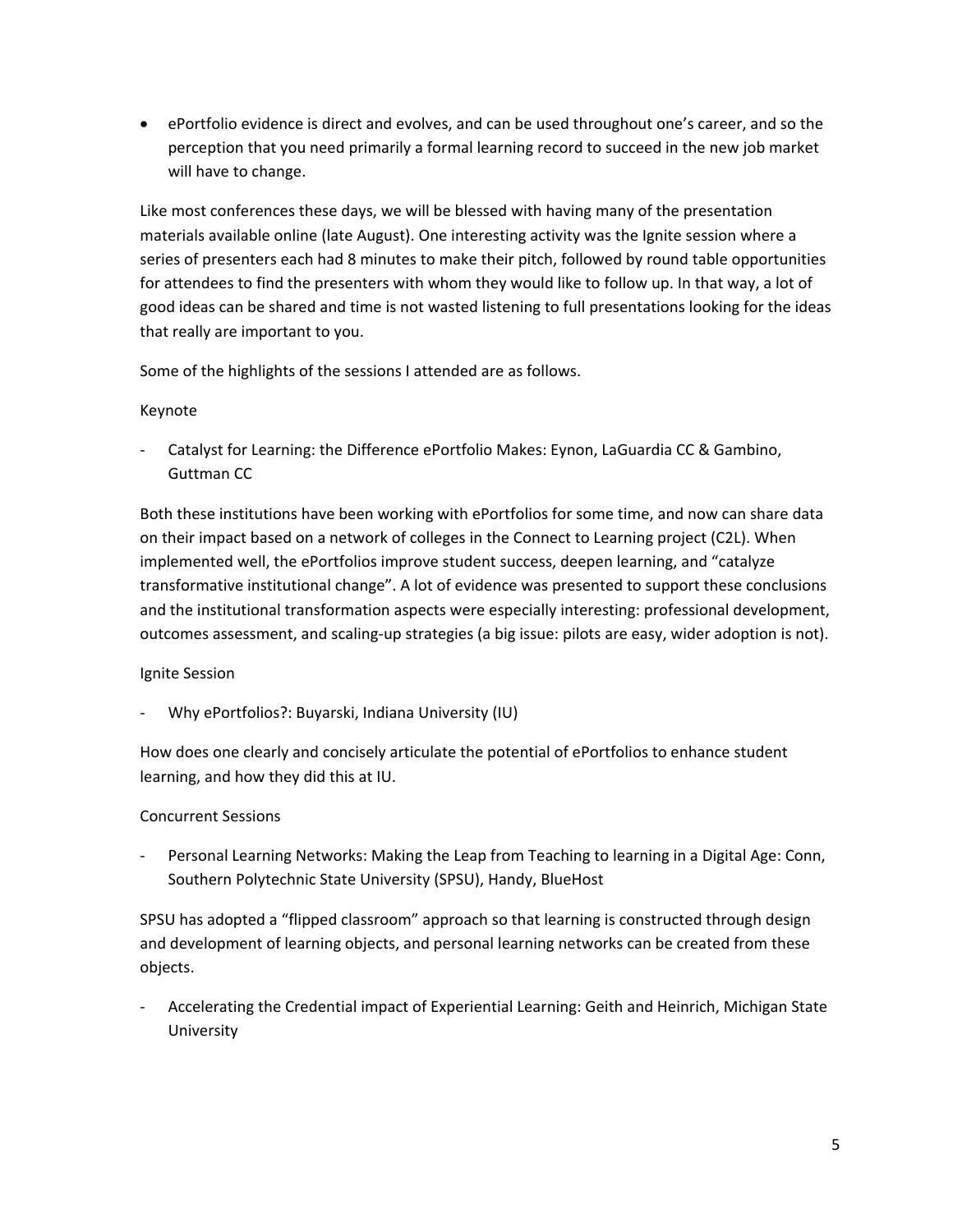- ePortfolio evidence is direct and evolves, and can be used throughout one's career, and so the perception that you need primarily a formal learning record to succeed in the new job market will have to change.

Like most conferences these days, we will be blessed with having many of the presentation materials available online (late August). One interesting activity was the Ignite session where a series of presenters each had 8 minutes to make their pitch, followed by round table opportunities for attendees to find the presenters with whom they would like to follow up. In that way, a lot of good ideas can be shared and time is not wasted listening to full presentations looking for the ideas that really are important to you.

Some of the highlights of the sessions I attended are as follows.

Keynote

- Catalyst for Learning: the Difference ePortfolio Makes: Eynon, LaGuardia CC & Gambino, Guttman CC

Both these institutions have been working with ePortfolios for some time, and now can share data on their impact based on a network of colleges in the Connect to Learning project (C2L). When implemented well, the ePortfolios improve student success, deepen learning, and "catalyze transformative institutional change". A lot of evidence was presented to support these conclusions and the institutional transformation aspects were especially interesting: professional development, outcomes assessment, and scaling-up strategies (a big issue: pilots are easy, wider adoption is not).

Ignite Session

- Why ePortfolios?: Buyarski, Indiana University (IU)

How does one clearly and concisely articulate the potential of ePortfolios to enhance student learning, and how they did this at IU.

Concurrent Sessions

- Personal Learning Networks: Making the Leap from Teaching to learning in a Digital Age: Conn, Southern Polytechnic State University (SPSU), Handy, BlueHost

SPSU has adopted a "flipped classroom" approach so that learning is constructed through design and development of learning objects, and personal learning networks can be created from these objects.

- Accelerating the Credential impact of Experiential Learning: Geith and Heinrich, Michigan State University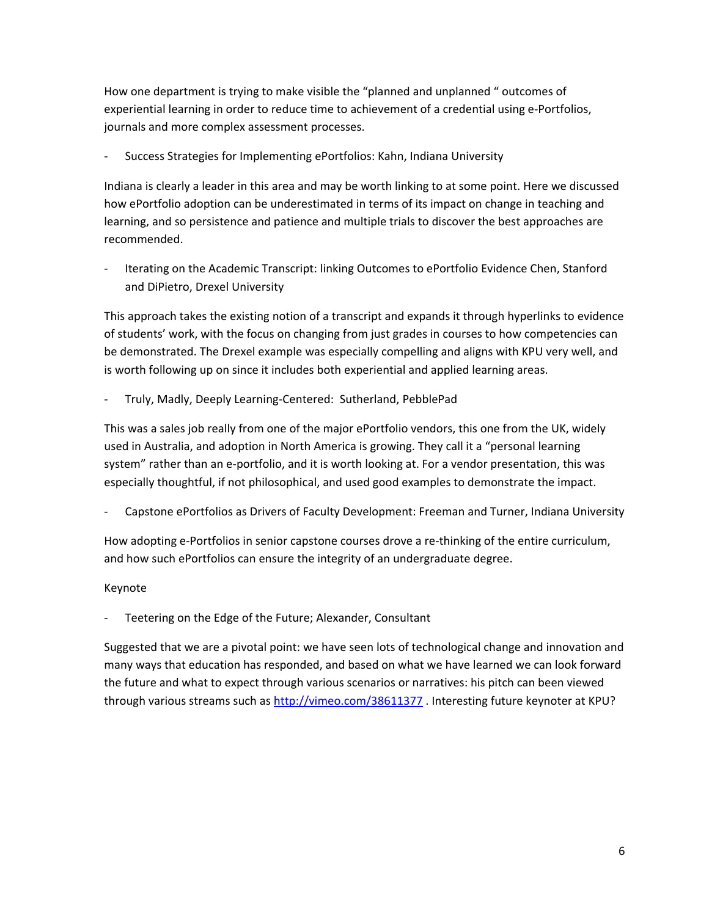How one department is trying to make visible the "planned and unplanned " outcomes of experiential learning in order to reduce time to achievement of a credential using e-Portfolios, journals and more complex assessment processes.

- Success Strategies for Implementing ePortfolios: Kahn, Indiana University

Indiana is clearly a leader in this area and may be worth linking to at some point. Here we discussed how ePortfolio adoption can be underestimated in terms of its impact on change in teaching and learning, and so persistence and patience and multiple trials to discover the best approaches are recommended.

- Iterating on the Academic Transcript: linking Outcomes to ePortfolio Evidence Chen, Stanford and DiPietro, Drexel University

This approach takes the existing notion of a transcript and expands it through hyperlinks to evidence of students' work, with the focus on changing from just grades in courses to how competencies can be demonstrated. The Drexel example was especially compelling and aligns with KPU very well, and is worth following up on since it includes both experiential and applied learning areas.

- Truly, Madly, Deeply Learning-Centered: Sutherland, PebblePad

This was a sales job really from one of the major ePortfolio vendors, this one from the UK, widely used in Australia, and adoption in North America is growing. They call it a "personal learning system" rather than an e-portfolio, and it is worth looking at. For a vendor presentation, this was especially thoughtful, if not philosophical, and used good examples to demonstrate the impact.

- Capstone ePortfolios as Drivers of Faculty Development: Freeman and Turner, Indiana University

How adopting e-Portfolios in senior capstone courses drove a re-thinking of the entire curriculum, and how such ePortfolios can ensure the integrity of an undergraduate degree.

Keynote

- Teetering on the Edge of the Future; Alexander, Consultant

Suggested that we are a pivotal point: we have seen lots of technological change and innovation and many ways that education has responded, and based on what we have learned we can look forward the future and what to expect through various scenarios or narratives: his pitch can been viewed through various streams such as http://vimeo.com/38611377 . Interesting future keynoter at KPU?